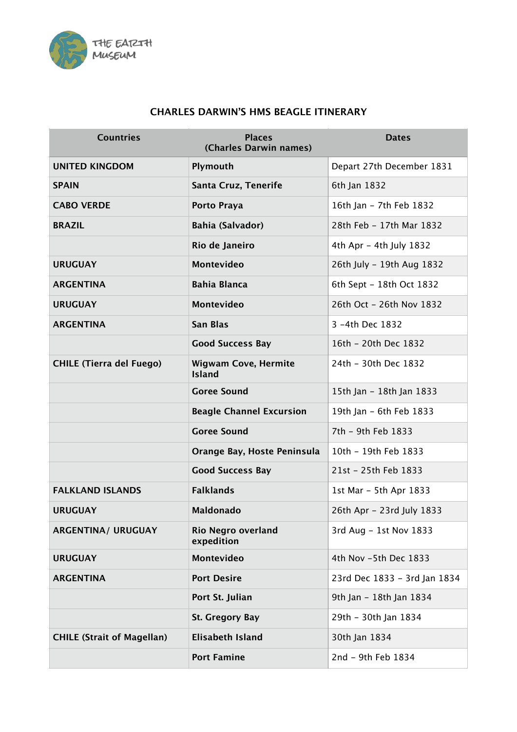THE EARTH MUSEUM

# CHARLES DARWIN'S HMS BEAGLE ITINERARY

| Countries | Places (Charles Darwin names) | Dates |
|---|---|---|
| **UNITED KINGDOM** | **Plymouth** | Depart 27th December 1831 |
| **SPAIN** | **Santa Cruz, Tenerife** | 6th Jan 1832 |
| **CABO VERDE** | **Porto Praya** | 16th Jan – 7th Feb 1832 |
| **BRAZIL** | **Bahia (Salvador)** | 28th Feb – 17th Mar 1832 |
| | **Rio de Janeiro** | 4th Apr – 4th July 1832 |
| **URUGUAY** | **Montevideo** | 26th July – 19th Aug 1832 |
| **ARGENTINA** | **Bahia Blanca** | 6th Sept – 18th Oct 1832 |
| **URUGUAY** | **Montevideo** | 26th Oct – 26th Nov 1832 |
| **ARGENTINA** | **San Blas** | 3 –4th Dec 1832 |
| | **Good Success Bay** | 16th – 20th Dec 1832 |
| **CHILE (Tierra del Fuego)** | **Wigwam Cove, Hermite Island** | 24th – 30th Dec 1832 |
| | **Goree Sound** | 15th Jan – 18th Jan 1833 |
| | **Beagle Channel Excursion** | 19th Jan – 6th Feb 1833 |
| | **Goree Sound** | 7th – 9th Feb 1833 |
| | **Orange Bay, Hoste Peninsula** | 10th – 19th Feb 1833 |
| | **Good Success Bay** | 21st – 25th Feb 1833 |
| **FALKLAND ISLANDS** | **Falklands** | 1st Mar – 5th Apr 1833 |
| **URUGUAY** | **Maldonado** | 26th Apr – 23rd July 1833 |
| **ARGENTINA/ URUGUAY** | **Rio Negro overland expedition** | 3rd Aug – 1st Nov 1833 |
| **URUGUAY** | **Montevideo** | 4th Nov –5th Dec 1833 |
| **ARGENTINA** | **Port Desire** | 23rd Dec 1833 – 3rd Jan 1834 |
| | **Port St. Julian** | 9th Jan – 18th Jan 1834 |
| | **St. Gregory Bay** | 29th – 30th Jan 1834 |
| **CHILE (Strait of Magellan)** | **Elisabeth Island** | 30th Jan 1834 |
| | **Port Famine** | 2nd – 9th Feb 1834 |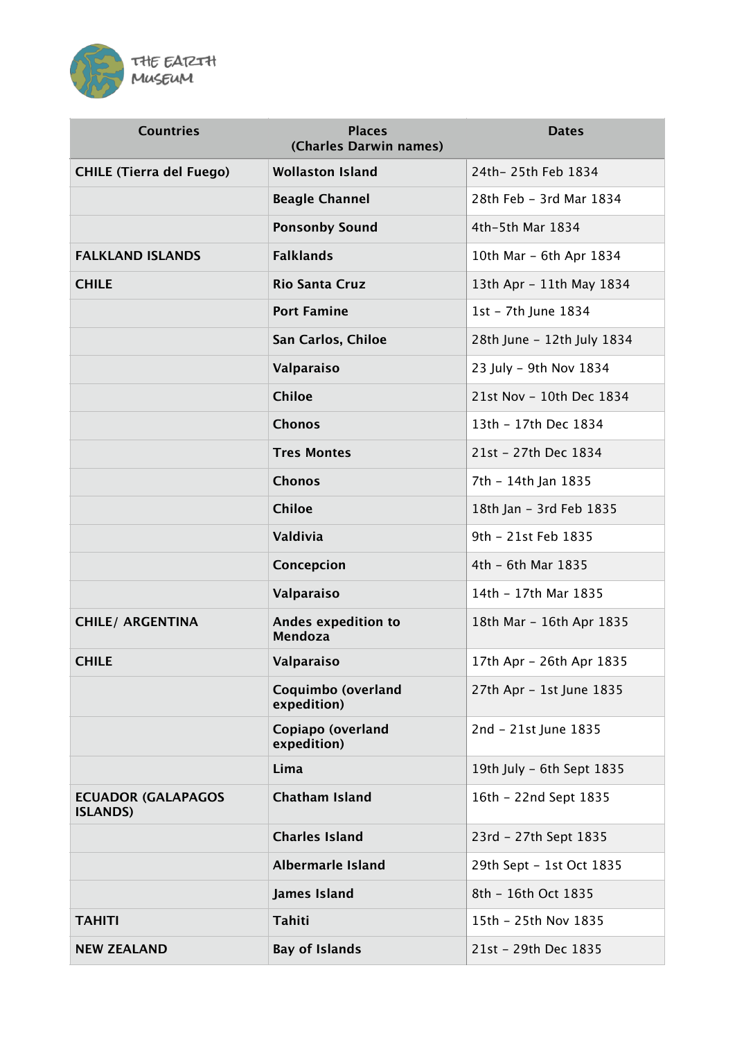| Countries | Places (Charles Darwin names) | Dates |
|---|---|---|
| **CHILE (Tierra del Fuego)** | **Wollaston Island** | 24th– 25th Feb 1834 |
| | **Beagle Channel** | 28th Feb – 3rd Mar 1834 |
| | **Ponsonby Sound** | 4th–5th Mar 1834 |
| **FALKLAND ISLANDS** | **Falklands** | 10th Mar – 6th Apr 1834 |
| **CHILE** | **Rio Santa Cruz** | 13th Apr – 11th May 1834 |
| | **Port Famine** | 1st – 7th June 1834 |
| | **San Carlos, Chiloe** | 28th June – 12th July 1834 |
| | **Valparaiso** | 23 July – 9th Nov 1834 |
| | **Chiloe** | 21st Nov – 10th Dec 1834 |
| | **Chonos** | 13th – 17th Dec 1834 |
| | **Tres Montes** | 21st – 27th Dec 1834 |
| | **Chonos** | 7th – 14th Jan 1835 |
| | **Chiloe** | 18th Jan – 3rd Feb 1835 |
| | **Valdivia** | 9th – 21st Feb 1835 |
| | **Concepcion** | 4th – 6th Mar 1835 |
| | **Valparaiso** | 14th – 17th Mar 1835 |
| **CHILE/ ARGENTINA** | **Andes expedition to Mendoza** | 18th Mar – 16th Apr 1835 |
| **CHILE** | **Valparaiso** | 17th Apr – 26th Apr 1835 |
| | **Coquimbo (overland expedition)** | 27th Apr – 1st June 1835 |
| | **Copiapo (overland expedition)** | 2nd – 21st June 1835 |
| | **Lima** | 19th July – 6th Sept 1835 |
| **ECUADOR (GALAPAGOS ISLANDS)** | **Chatham Island** | 16th – 22nd Sept 1835 |
| | **Charles Island** | 23rd – 27th Sept 1835 |
| | **Albermarle Island** | 29th Sept – 1st Oct 1835 |
| | **James Island** | 8th – 16th Oct 1835 |
| **TAHITI** | **Tahiti** | 15th – 25th Nov 1835 |
| **NEW ZEALAND** | **Bay of Islands** | 21st – 29th Dec 1835 |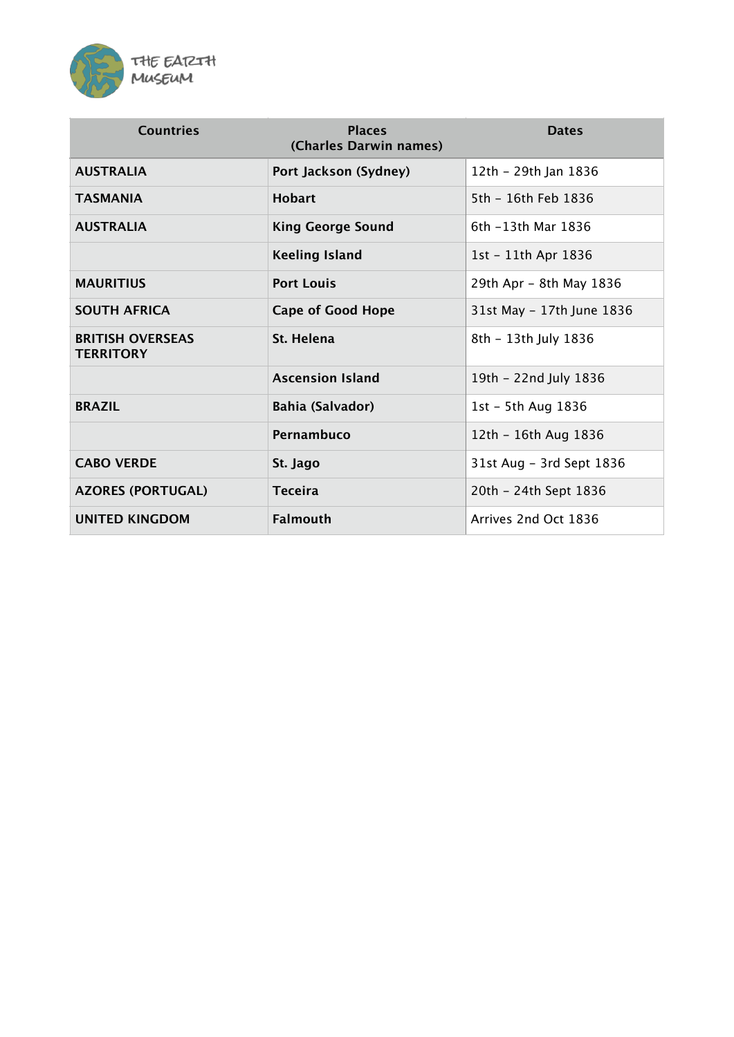| Countries | Places (Charles Darwin names) | Dates |
|---|---|---|
| **AUSTRALIA** | **Port Jackson (Sydney)** | 12th – 29th Jan 1836 |
| **TASMANIA** | **Hobart** | 5th – 16th Feb 1836 |
| **AUSTRALIA** | **King George Sound** | 6th –13th Mar 1836 |
| | **Keeling Island** | 1st – 11th Apr 1836 |
| **MAURITIUS** | **Port Louis** | 29th Apr – 8th May 1836 |
| **SOUTH AFRICA** | **Cape of Good Hope** | 31st May – 17th June 1836 |
| **BRITISH OVERSEAS TERRITORY** | **St. Helena** | 8th – 13th July 1836 |
| | **Ascension Island** | 19th – 22nd July 1836 |
| **BRAZIL** | **Bahia (Salvador)** | 1st – 5th Aug 1836 |
| | **Pernambuco** | 12th – 16th Aug 1836 |
| **CABO VERDE** | **St. Jago** | 31st Aug – 3rd Sept 1836 |
| **AZORES (PORTUGAL)** | **Teceira** | 20th – 24th Sept 1836 |
| **UNITED KINGDOM** | **Falmouth** | Arrives 2nd Oct 1836 |